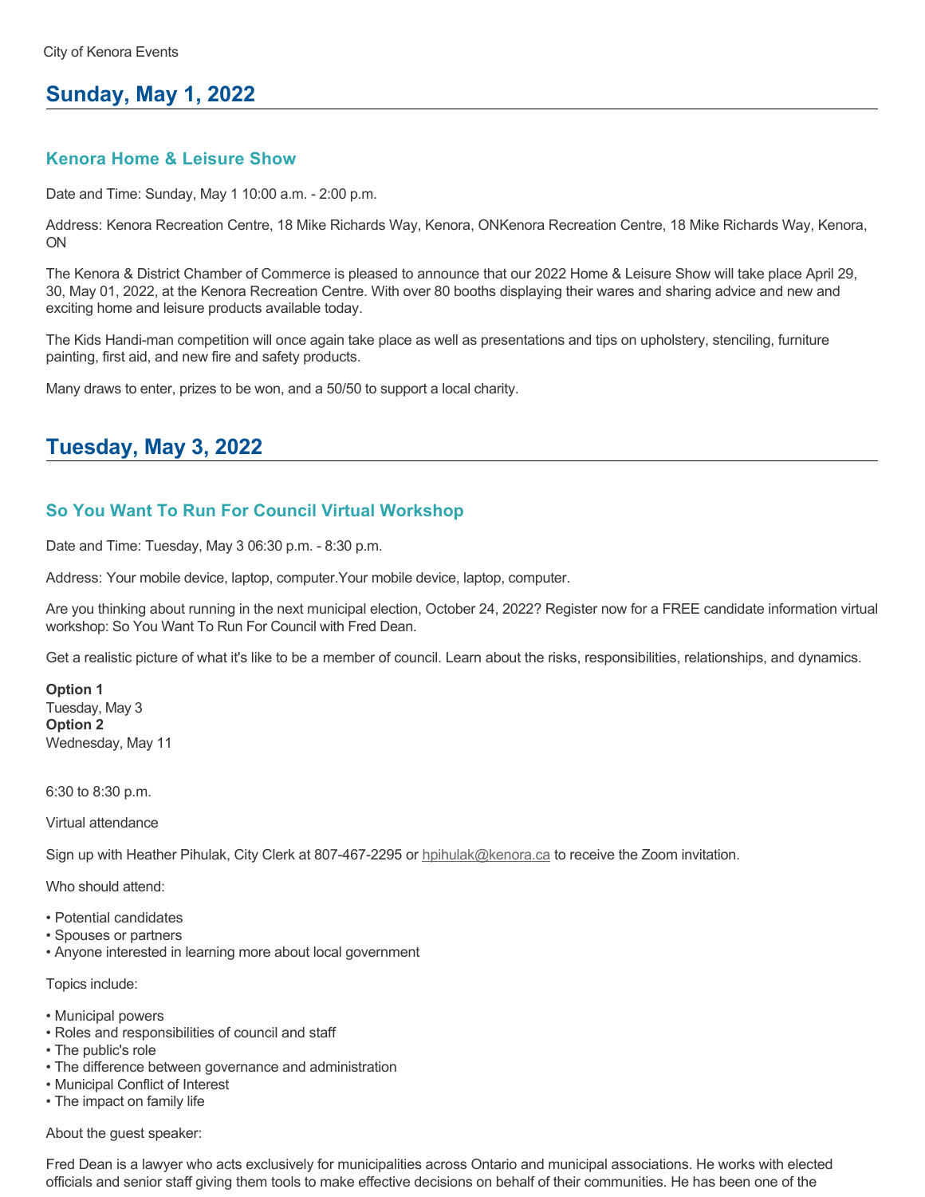City of Kenora Events

## Sunday, May 1, 2022

### Kenora Home & Leisure Show

Date and Time: Sunday, May 1 10:00 a.m. - 2:00 p.m.

Address: Kenora Recreation Centre, 18 Mike Richards Way, Kenora, ONKenora Recreation Centre, 18 Mike Richards Way, Kenora, ON

The Kenora & District Chamber of Commerce is pleased to announce that our 2022 Home & Leisure Show will take place April 29, 30, May 01, 2022, at the Kenora Recreation Centre. With over 80 booths displaying their wares and sharing advice and new and exciting home and leisure products available today.

The Kids Handi-man competition will once again take place as well as presentations and tips on upholstery, stenciling, furniture painting, first aid, and new fire and safety products.

Many draws to enter, prizes to be won, and a 50/50 to support a local charity.

## Tuesday, May 3, 2022

### So You Want To Run For Council Virtual Workshop

Date and Time: Tuesday, May 3 06:30 p.m. - 8:30 p.m.

Address: Your mobile device, laptop, computer.Your mobile device, laptop, computer.

Are you thinking about running in the next municipal election, October 24, 2022? Register now for a FREE candidate information virtual workshop: So You Want To Run For Council with Fred Dean.

Get a realistic picture of what it's like to be a member of council. Learn about the risks, responsibilities, relationships, and dynamics.

**Option 1**
Tuesday, May 3
**Option 2**
Wednesday, May 11

6:30 to 8:30 p.m.

Virtual attendance

Sign up with Heather Pihulak, City Clerk at 807-467-2295 or hpihulak@kenora.ca to receive the Zoom invitation.

Who should attend:

- Potential candidates
- Spouses or partners
- Anyone interested in learning more about local government

Topics include:

- Municipal powers
- Roles and responsibilities of council and staff
- The public's role
- The difference between governance and administration
- Municipal Conflict of Interest
- The impact on family life

About the guest speaker:

Fred Dean is a lawyer who acts exclusively for municipalities across Ontario and municipal associations. He works with elected officials and senior staff giving them tools to make effective decisions on behalf of their communities. He has been one of the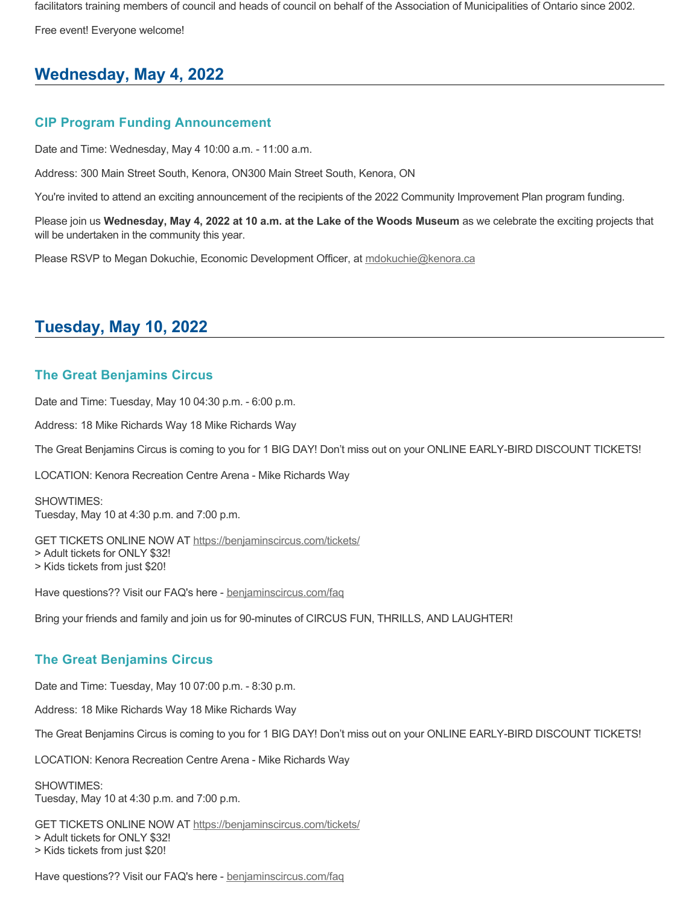facilitators training members of council and heads of council on behalf of the Association of Municipalities of Ontario since 2002.

Free event! Everyone welcome!

## Wednesday, May 4, 2022

### CIP Program Funding Announcement

Date and Time: Wednesday, May 4 10:00 a.m. - 11:00 a.m.

Address: 300 Main Street South, Kenora, ON300 Main Street South, Kenora, ON

You're invited to attend an exciting announcement of the recipients of the 2022 Community Improvement Plan program funding.

Please join us **Wednesday, May 4, 2022 at 10 a.m. at the Lake of the Woods Museum** as we celebrate the exciting projects that will be undertaken in the community this year.

Please RSVP to Megan Dokuchie, Economic Development Officer, at mdokuchie@kenora.ca

## Tuesday, May 10, 2022

### The Great Benjamins Circus

Date and Time: Tuesday, May 10 04:30 p.m. - 6:00 p.m.

Address: 18 Mike Richards Way 18 Mike Richards Way

The Great Benjamins Circus is coming to you for 1 BIG DAY! Don't miss out on your ONLINE EARLY-BIRD DISCOUNT TICKETS!

LOCATION: Kenora Recreation Centre Arena - Mike Richards Way

SHOWTIMES:
Tuesday, May 10 at 4:30 p.m. and 7:00 p.m.

GET TICKETS ONLINE NOW AT https://benjaminscircus.com/tickets/
> Adult tickets for ONLY $32!
> Kids tickets from just $20!

Have questions?? Visit our FAQ's here - benjaminscircus.com/faq

Bring your friends and family and join us for 90-minutes of CIRCUS FUN, THRILLS, AND LAUGHTER!

### The Great Benjamins Circus

Date and Time: Tuesday, May 10 07:00 p.m. - 8:30 p.m.

Address: 18 Mike Richards Way 18 Mike Richards Way

The Great Benjamins Circus is coming to you for 1 BIG DAY! Don't miss out on your ONLINE EARLY-BIRD DISCOUNT TICKETS!

LOCATION: Kenora Recreation Centre Arena - Mike Richards Way

SHOWTIMES:
Tuesday, May 10 at 4:30 p.m. and 7:00 p.m.

GET TICKETS ONLINE NOW AT https://benjaminscircus.com/tickets/
> Adult tickets for ONLY $32!
> Kids tickets from just $20!

Have questions?? Visit our FAQ's here - benjaminscircus.com/faq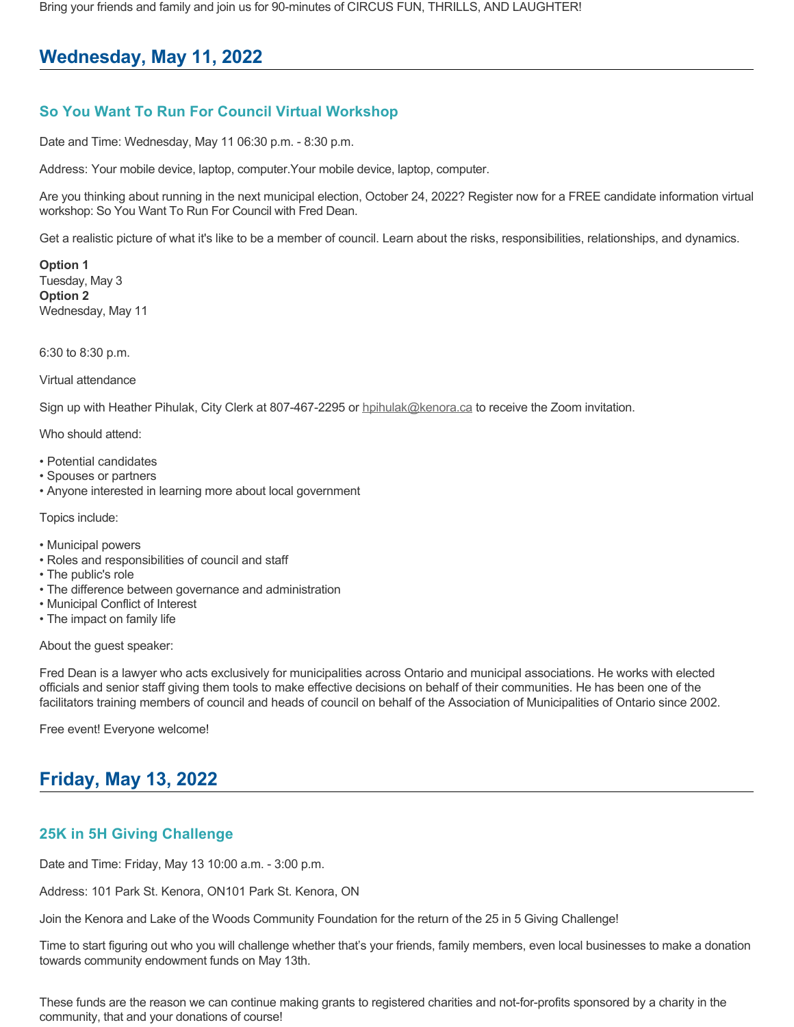Bring your friends and family and join us for 90-minutes of CIRCUS FUN, THRILLS, AND LAUGHTER!

## Wednesday, May 11, 2022

### So You Want To Run For Council Virtual Workshop

Date and Time: Wednesday, May 11 06:30 p.m. - 8:30 p.m.

Address: Your mobile device, laptop, computer.Your mobile device, laptop, computer.

Are you thinking about running in the next municipal election, October 24, 2022? Register now for a FREE candidate information virtual workshop: So You Want To Run For Council with Fred Dean.

Get a realistic picture of what it's like to be a member of council. Learn about the risks, responsibilities, relationships, and dynamics.

**Option 1**
Tuesday, May 3
**Option 2**
Wednesday, May 11

6:30 to 8:30 p.m.

Virtual attendance

Sign up with Heather Pihulak, City Clerk at 807-467-2295 or hpihulak@kenora.ca to receive the Zoom invitation.

Who should attend:

- Potential candidates
- Spouses or partners
- Anyone interested in learning more about local government

Topics include:

- Municipal powers
- Roles and responsibilities of council and staff
- The public's role
- The difference between governance and administration
- Municipal Conflict of Interest
- The impact on family life

About the guest speaker:

Fred Dean is a lawyer who acts exclusively for municipalities across Ontario and municipal associations. He works with elected officials and senior staff giving them tools to make effective decisions on behalf of their communities. He has been one of the facilitators training members of council and heads of council on behalf of the Association of Municipalities of Ontario since 2002.

Free event! Everyone welcome!

## Friday, May 13, 2022

### 25K in 5H Giving Challenge

Date and Time: Friday, May 13 10:00 a.m. - 3:00 p.m.

Address: 101 Park St. Kenora, ON101 Park St. Kenora, ON

Join the Kenora and Lake of the Woods Community Foundation for the return of the 25 in 5 Giving Challenge!

Time to start figuring out who you will challenge whether that's your friends, family members, even local businesses to make a donation towards community endowment funds on May 13th.

These funds are the reason we can continue making grants to registered charities and not-for-profits sponsored by a charity in the community, that and your donations of course!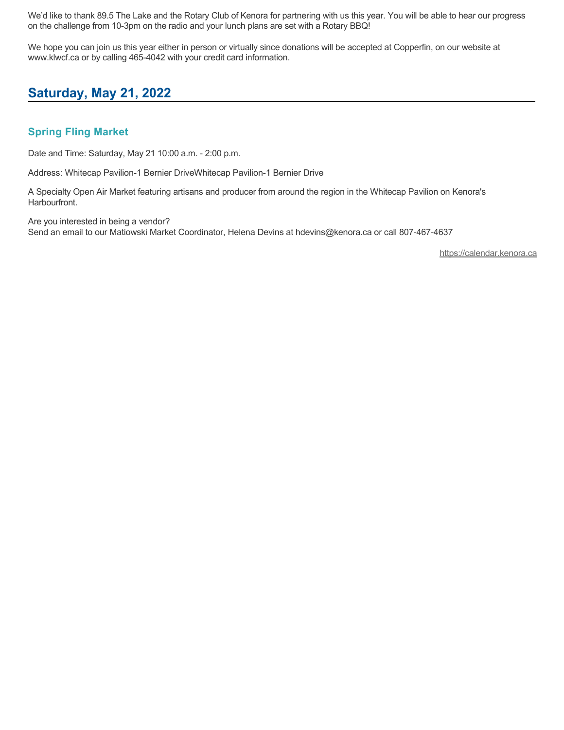We'd like to thank 89.5 The Lake and the Rotary Club of Kenora for partnering with us this year. You will be able to hear our progress on the challenge from 10-3pm on the radio and your lunch plans are set with a Rotary BBQ!

We hope you can join us this year either in person or virtually since donations will be accepted at Copperfin, on our website at www.klwcf.ca or by calling 465-4042 with your credit card information.

## Saturday, May 21, 2022

### Spring Fling Market

Date and Time: Saturday, May 21 10:00 a.m. - 2:00 p.m.

Address: Whitecap Pavilion-1 Bernier DriveWhitecap Pavilion-1 Bernier Drive

A Specialty Open Air Market featuring artisans and producer from around the region in the Whitecap Pavilion on Kenora's Harbourfront.

Are you interested in being a vendor?
Send an email to our Matiowski Market Coordinator, Helena Devins at hdevins@kenora.ca or call 807-467-4637

https://calendar.kenora.ca